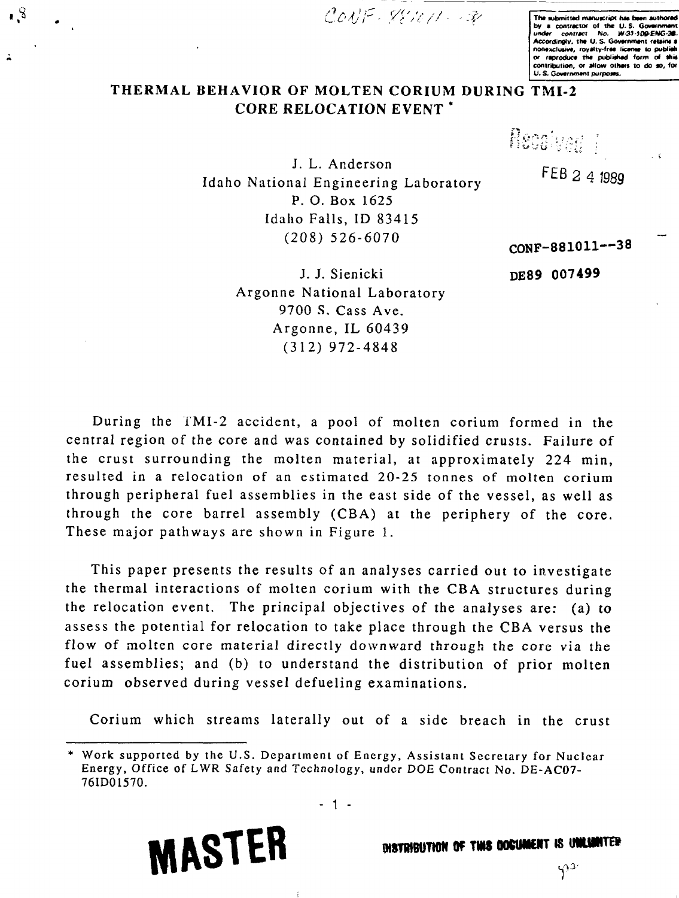CONF-881011--38

The submitted manuscript has been authored by a contractor of the U. S. Government under contract No. W-31-109-ENG-38. Accordingly, the U. S. Government retains a nonexclusive, royalty-free license to publish or reproduce the published form of this contribution, or allow others to do so, for U. S. Government purposes.

# THERMAL BEHAVIOR OF MOLTEN CORIUM DURING TMI-2 CORE RELOCATION EVENT *

Received

FEB 24 1989

J. L. Anderson
Idaho National Engineering Laboratory
P. O. Box 1625
Idaho Falls, ID 83415
(208) 526-6070

CONF-881011--38

DE89 007499

J. J. Sienicki
Argonne National Laboratory
9700 S. Cass Ave.
Argonne, IL 60439
(312) 972-4848

During the TMI-2 accident, a pool of molten corium formed in the central region of the core and was contained by solidified crusts. Failure of the crust surrounding the molten material, at approximately 224 min, resulted in a relocation of an estimated 20-25 tonnes of molten corium through peripheral fuel assemblies in the east side of the vessel, as well as through the core barrel assembly (CBA) at the periphery of the core. These major pathways are shown in Figure 1.

This paper presents the results of an analyses carried out to investigate the thermal interactions of molten corium with the CBA structures during the relocation event. The principal objectives of the analyses are: (a) to assess the potential for relocation to take place through the CBA versus the flow of molten core material directly downward through the core via the fuel assemblies; and (b) to understand the distribution of prior molten corium observed during vessel defueling examinations.

Corium which streams laterally out of a side breach in the crust

---

* Work supported by the U.S. Department of Energy, Assistant Secretary for Nuclear Energy, Office of LWR Safety and Technology, under DOE Contract No. DE-AC07-76ID01570.

MASTER

DISTRIBUTION OF THIS DOCUMENT IS UNLIMITED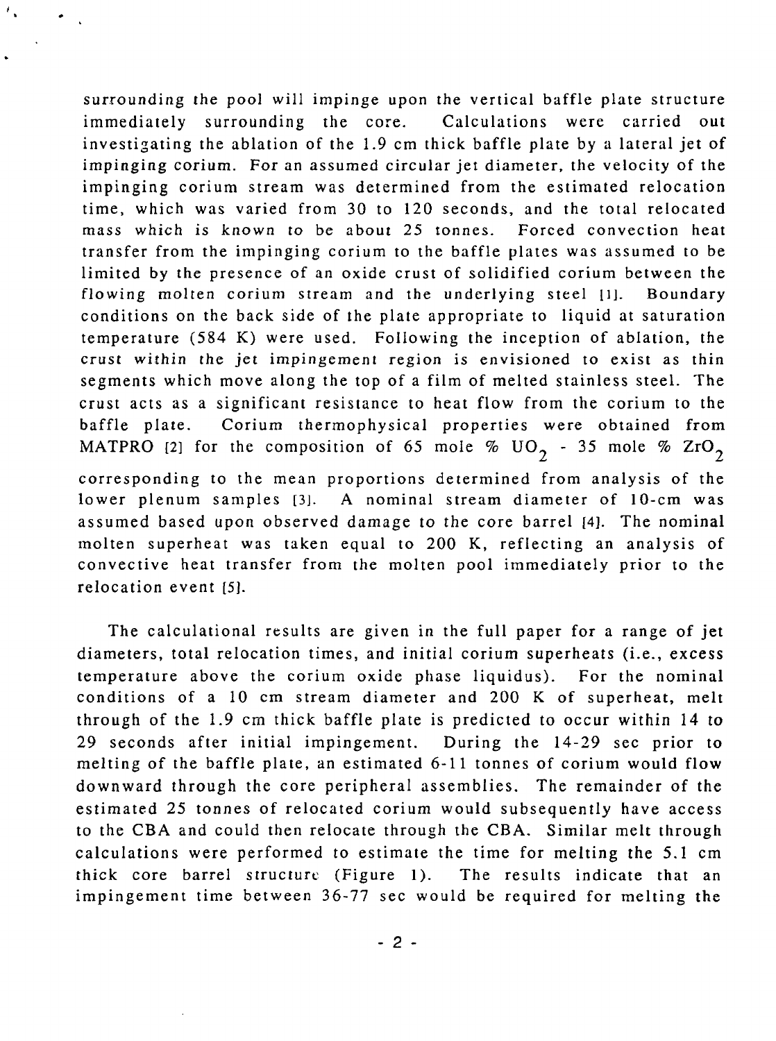surrounding the pool will impinge upon the vertical baffle plate structure immediately surrounding the core. Calculations were carried out investigating the ablation of the 1.9 cm thick baffle plate by a lateral jet of impinging corium. For an assumed circular jet diameter, the velocity of the impinging corium stream was determined from the estimated relocation time, which was varied from 30 to 120 seconds, and the total relocated mass which is known to be about 25 tonnes. Forced convection heat transfer from the impinging corium to the baffle plates was assumed to be limited by the presence of an oxide crust of solidified corium between the flowing molten corium stream and the underlying steel [1]. Boundary conditions on the back side of the plate appropriate to liquid at saturation temperature (584 K) were used. Following the inception of ablation, the crust within the jet impingement region is envisioned to exist as thin segments which move along the top of a film of melted stainless steel. The crust acts as a significant resistance to heat flow from the corium to the baffle plate. Corium thermophysical properties were obtained from MATPRO [2] for the composition of 65 mole % $UO_2$ - 35 mole % $ZrO_2$ corresponding to the mean proportions determined from analysis of the lower plenum samples [3]. A nominal stream diameter of 10-cm was assumed based upon observed damage to the core barrel [4]. The nominal molten superheat was taken equal to 200 K, reflecting an analysis of convective heat transfer from the molten pool immediately prior to the relocation event [5].

The calculational results are given in the full paper for a range of jet diameters, total relocation times, and initial corium superheats (i.e., excess temperature above the corium oxide phase liquidus). For the nominal conditions of a 10 cm stream diameter and 200 K of superheat, melt through of the 1.9 cm thick baffle plate is predicted to occur within 14 to 29 seconds after initial impingement. During the 14-29 sec prior to melting of the baffle plate, an estimated 6-11 tonnes of corium would flow downward through the core peripheral assemblies. The remainder of the estimated 25 tonnes of relocated corium would subsequently have access to the CBA and could then relocate through the CBA. Similar melt through calculations were performed to estimate the time for melting the 5.1 cm thick core barrel structure (Figure 1). The results indicate that an impingement time between 36-77 sec would be required for melting the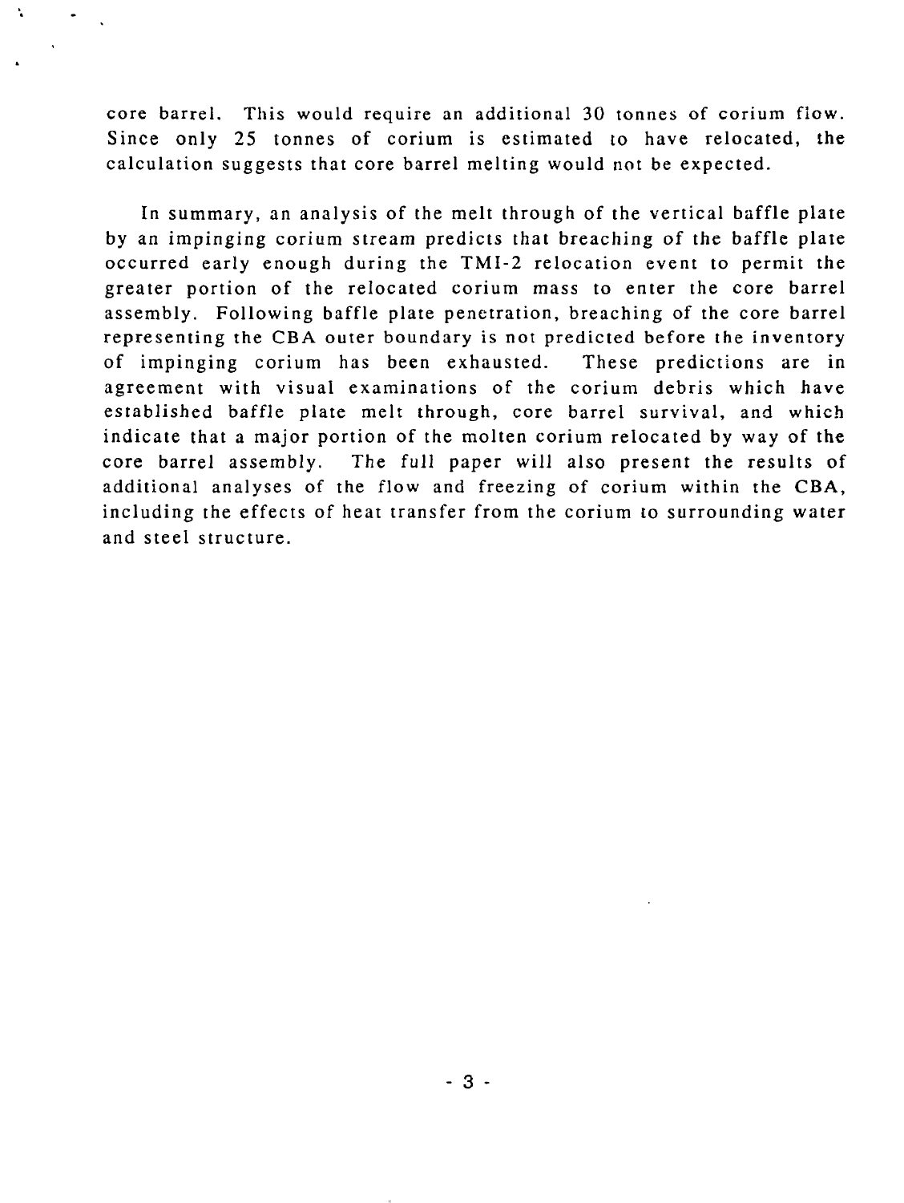core barrel. This would require an additional 30 tonnes of corium flow. Since only 25 tonnes of corium is estimated to have relocated, the calculation suggests that core barrel melting would not be expected.

In summary, an analysis of the melt through of the vertical baffle plate by an impinging corium stream predicts that breaching of the baffle plate occurred early enough during the TMI-2 relocation event to permit the greater portion of the relocated corium mass to enter the core barrel assembly. Following baffle plate penetration, breaching of the core barrel representing the CBA outer boundary is not predicted before the inventory of impinging corium has been exhausted. These predictions are in agreement with visual examinations of the corium debris which have established baffle plate melt through, core barrel survival, and which indicate that a major portion of the molten corium relocated by way of the core barrel assembly. The full paper will also present the results of additional analyses of the flow and freezing of corium within the CBA, including the effects of heat transfer from the corium to surrounding water and steel structure.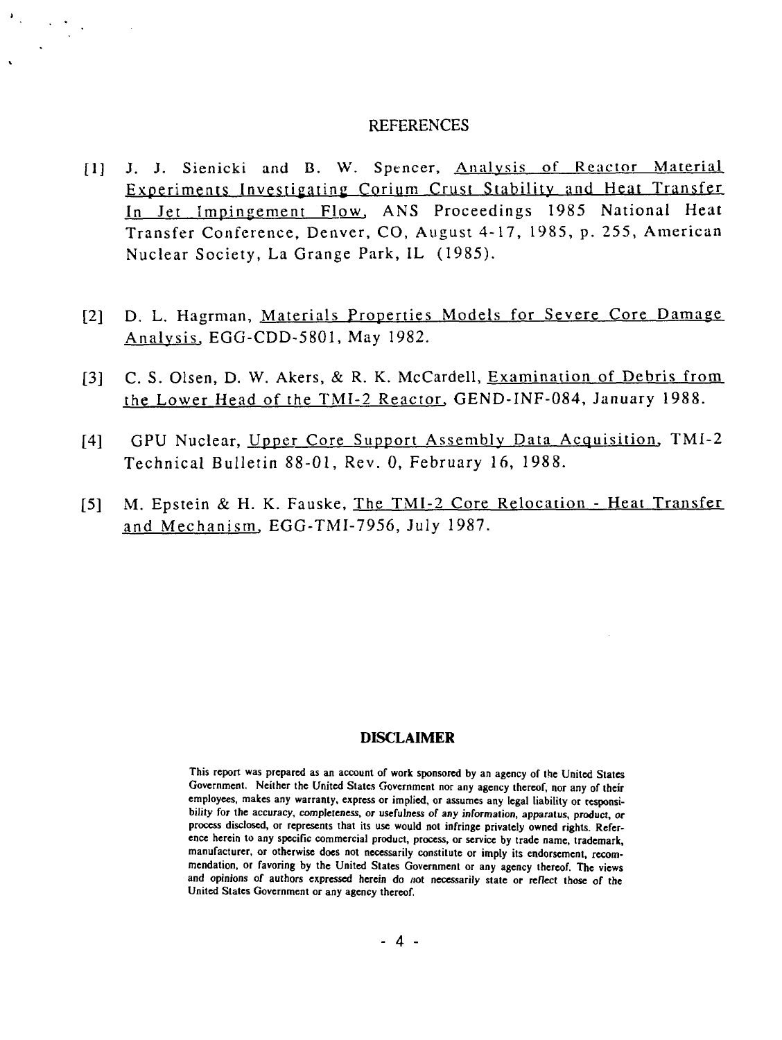## REFERENCES

[1] J. J. Sienicki and B. W. Spencer, Analysis of Reactor Material Experiments Investigating Corium Crust Stability and Heat Transfer In Jet Impingement Flow, ANS Proceedings 1985 National Heat Transfer Conference, Denver, CO, August 4-17, 1985, p. 255, American Nuclear Society, La Grange Park, IL (1985).

[2] D. L. Hagrman, Materials Properties Models for Severe Core Damage Analysis, EGG-CDD-5801, May 1982.

[3] C. S. Olsen, D. W. Akers, & R. K. McCardell, Examination of Debris from the Lower Head of the TMI-2 Reactor, GEND-INF-084, January 1988.

[4] GPU Nuclear, Upper Core Support Assembly Data Acquisition, TMI-2 Technical Bulletin 88-01, Rev. 0, February 16, 1988.

[5] M. Epstein & H. K. Fauske, The TMI-2 Core Relocation - Heat Transfer and Mechanism, EGG-TMI-7956, July 1987.

### DISCLAIMER

This report was prepared as an account of work sponsored by an agency of the United States Government. Neither the United States Government nor any agency thereof, nor any of their employees, makes any warranty, express or implied, or assumes any legal liability or responsibility for the accuracy, completeness, or usefulness of any information, apparatus, product, or process disclosed, or represents that its use would not infringe privately owned rights. Reference herein to any specific commercial product, process, or service by trade name, trademark, manufacturer, or otherwise does not necessarily constitute or imply its endorsement, recommendation, or favoring by the United States Government or any agency thereof. The views and opinions of authors expressed herein do not necessarily state or reflect those of the United States Government or any agency thereof.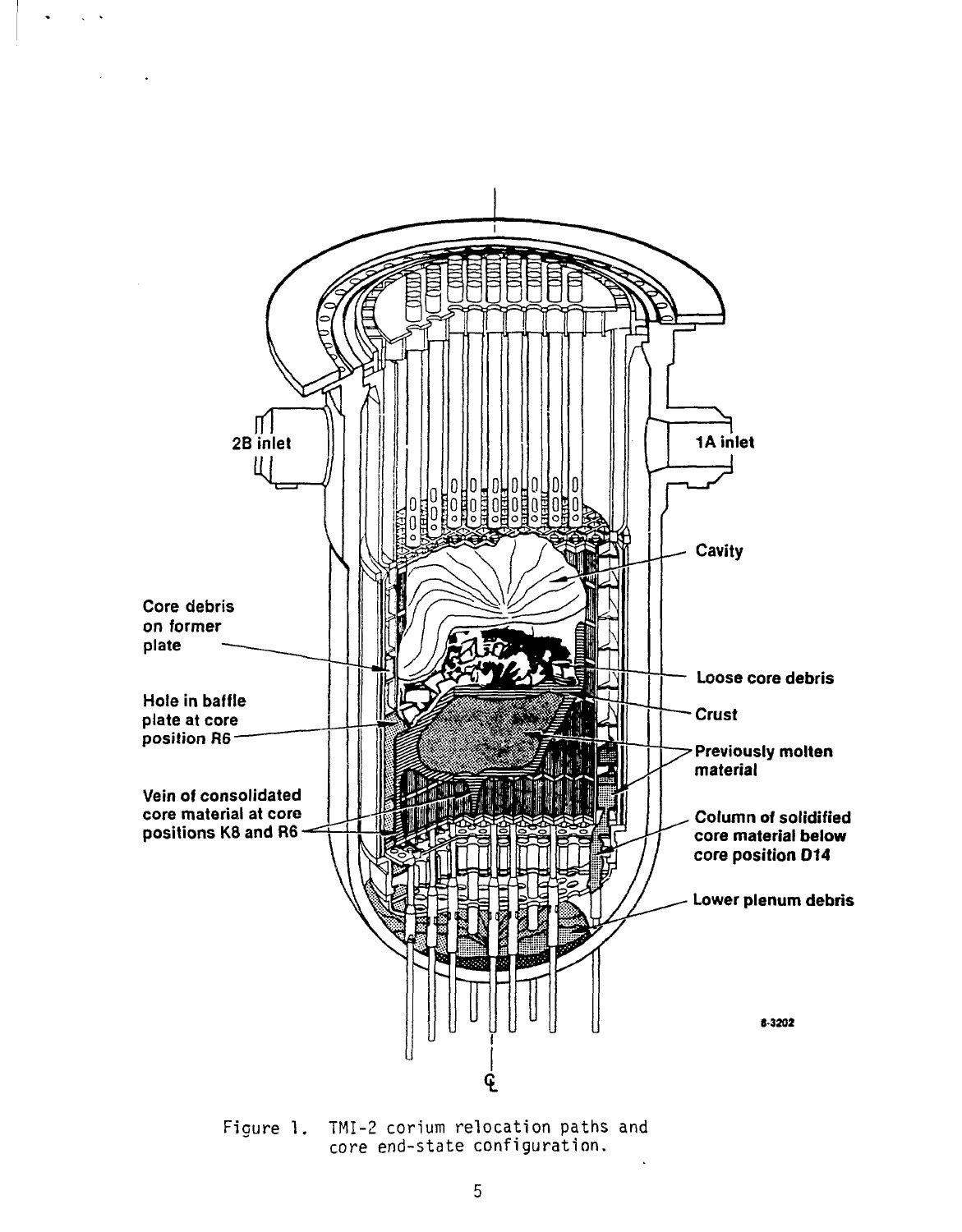2B inlet

1A inlet

Cavity

Core debris on former plate

Loose core debris

Hole in baffle plate at core position R6

Crust

Previously molten material

Vein of consolidated core material at core positions K8 and R6

Column of solidified core material below core position D14

Lower plenum debris

8-3202

℄

Figure 1. TMI-2 corium relocation paths and core end-state configuration.